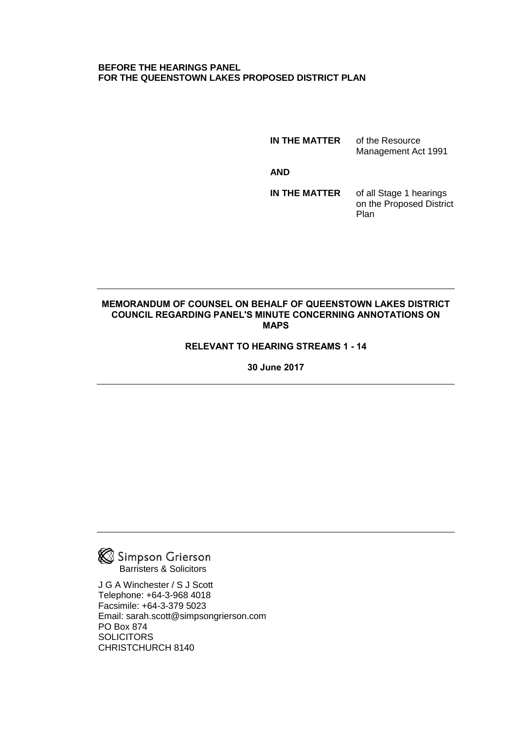**BEFORE THE HEARINGS PANEL**
**FOR THE QUEENSTOWN LAKES PROPOSED DISTRICT PLAN**

| | |
|---|---|
| **IN THE MATTER** | of the Resource Management Act 1991 |
| **AND** | |
| **IN THE MATTER** | of all Stage 1 hearings on the Proposed District Plan |

---

**MEMORANDUM OF COUNSEL ON BEHALF OF QUEENSTOWN LAKES DISTRICT COUNCIL REGARDING PANEL'S MINUTE CONCERNING ANNOTATIONS ON MAPS**

**RELEVANT TO HEARING STREAMS 1 - 14**

**30 June 2017**

---

Simpson Grierson
Barristers & Solicitors

J G A Winchester / S J Scott
Telephone: +64-3-968 4018
Facsimile: +64-3-379 5023
Email: sarah.scott@simpsongrierson.com
PO Box 874
SOLICITORS
CHRISTCHURCH 8140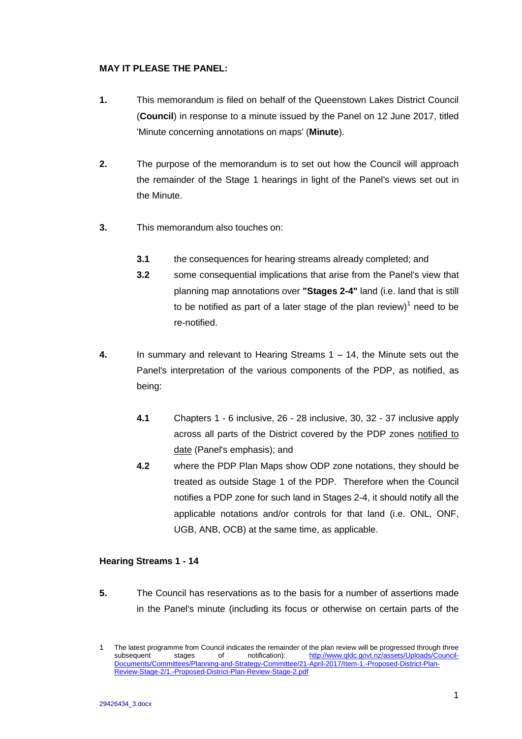**MAY IT PLEASE THE PANEL:**

**1.** This memorandum is filed on behalf of the Queenstown Lakes District Council (**Council**) in response to a minute issued by the Panel on 12 June 2017, titled 'Minute concerning annotations on maps' (**Minute**).

**2.** The purpose of the memorandum is to set out how the Council will approach the remainder of the Stage 1 hearings in light of the Panel's views set out in the Minute.

**3.** This memorandum also touches on:

**3.1** the consequences for hearing streams already completed; and

**3.2** some consequential implications that arise from the Panel's view that planning map annotations over **"Stages 2-4"** land (i.e. land that is still to be notified as part of a later stage of the plan review)[1] need to be re-notified.

**4.** In summary and relevant to Hearing Streams 1 – 14, the Minute sets out the Panel's interpretation of the various components of the PDP, as notified, as being:

**4.1** Chapters 1 - 6 inclusive, 26 - 28 inclusive, 30, 32 - 37 inclusive apply across all parts of the District covered by the PDP zones <u>notified to date</u> (Panel's emphasis); and

**4.2** where the PDP Plan Maps show ODP zone notations, they should be treated as outside Stage 1 of the PDP. Therefore when the Council notifies a PDP zone for such land in Stages 2-4, it should notify all the applicable notations and/or controls for that land (i.e. ONL, ONF, UGB, ANB, OCB) at the same time, as applicable.

## Hearing Streams 1 - 14

**5.** The Council has reservations as to the basis for a number of assertions made in the Panel's minute (including its focus or otherwise on certain parts of the

---

1 The latest programme from Council indicates the remainder of the plan review will be progressed through three subsequent stages of notification): http://www.qldc.govt.nz/assets/Uploads/Council-Documents/Committees/Planning-and-Strategy-Committee/21-April-2017/Item-1.-Proposed-District-Plan-Review-Stage-2/1.-Proposed-District-Plan-Review-Stage-2.pdf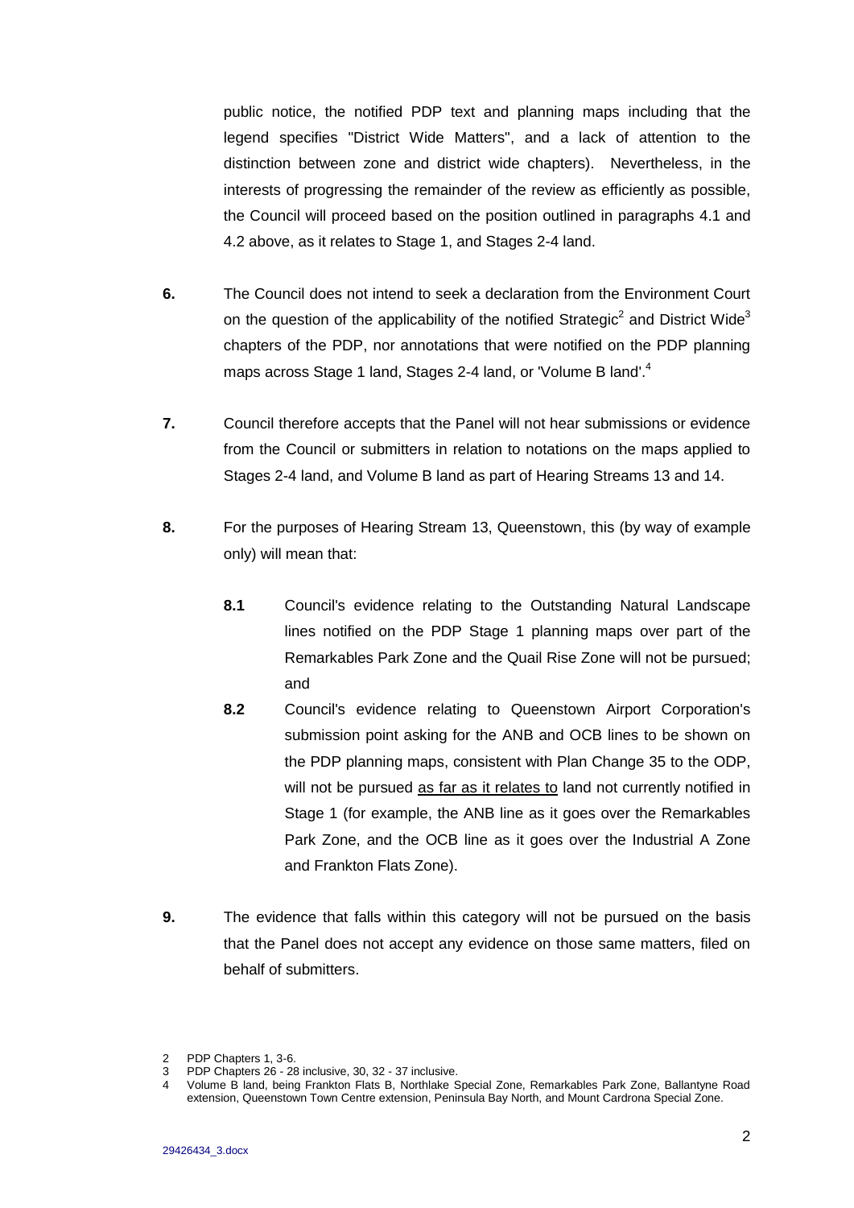public notice, the notified PDP text and planning maps including that the legend specifies "District Wide Matters", and a lack of attention to the distinction between zone and district wide chapters). Nevertheless, in the interests of progressing the remainder of the review as efficiently as possible, the Council will proceed based on the position outlined in paragraphs 4.1 and 4.2 above, as it relates to Stage 1, and Stages 2-4 land.

**6.** The Council does not intend to seek a declaration from the Environment Court on the question of the applicability of the notified Strategic[2] and District Wide[3] chapters of the PDP, nor annotations that were notified on the PDP planning maps across Stage 1 land, Stages 2-4 land, or 'Volume B land'.[4]

**7.** Council therefore accepts that the Panel will not hear submissions or evidence from the Council or submitters in relation to notations on the maps applied to Stages 2-4 land, and Volume B land as part of Hearing Streams 13 and 14.

**8.** For the purposes of Hearing Stream 13, Queenstown, this (by way of example only) will mean that:

> **8.1** Council's evidence relating to the Outstanding Natural Landscape lines notified on the PDP Stage 1 planning maps over part of the Remarkables Park Zone and the Quail Rise Zone will not be pursued; and
>
> **8.2** Council's evidence relating to Queenstown Airport Corporation's submission point asking for the ANB and OCB lines to be shown on the PDP planning maps, consistent with Plan Change 35 to the ODP, will not be pursued <u>as far as it relates to</u> land not currently notified in Stage 1 (for example, the ANB line as it goes over the Remarkables Park Zone, and the OCB line as it goes over the Industrial A Zone and Frankton Flats Zone).

**9.** The evidence that falls within this category will not be pursued on the basis that the Panel does not accept any evidence on those same matters, filed on behalf of submitters.

---

2 PDP Chapters 1, 3-6.
3 PDP Chapters 26 - 28 inclusive, 30, 32 - 37 inclusive.
4 Volume B land, being Frankton Flats B, Northlake Special Zone, Remarkables Park Zone, Ballantyne Road extension, Queenstown Town Centre extension, Peninsula Bay North, and Mount Cardrona Special Zone.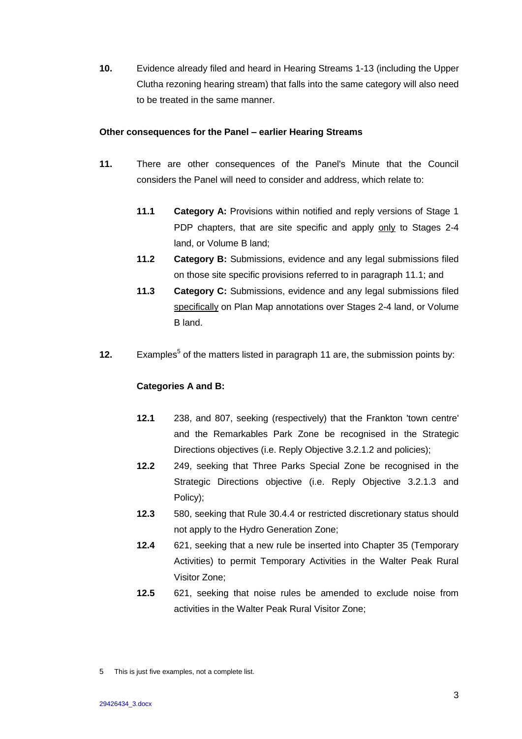**10.** Evidence already filed and heard in Hearing Streams 1-13 (including the Upper Clutha rezoning hearing stream) that falls into the same category will also need to be treated in the same manner.

**Other consequences for the Panel – earlier Hearing Streams**

**11.** There are other consequences of the Panel's Minute that the Council considers the Panel will need to consider and address, which relate to:

**11.1** **Category A:** Provisions within notified and reply versions of Stage 1 PDP chapters, that are site specific and apply <u>only</u> to Stages 2-4 land, or Volume B land;

**11.2** **Category B:** Submissions, evidence and any legal submissions filed on those site specific provisions referred to in paragraph 11.1; and

**11.3** **Category C:** Submissions, evidence and any legal submissions filed <u>specifically</u> on Plan Map annotations over Stages 2-4 land, or Volume B land.

**12.** Examples[5] of the matters listed in paragraph 11 are, the submission points by:

**Categories A and B:**

**12.1** 238, and 807, seeking (respectively) that the Frankton 'town centre' and the Remarkables Park Zone be recognised in the Strategic Directions objectives (i.e. Reply Objective 3.2.1.2 and policies);

**12.2** 249, seeking that Three Parks Special Zone be recognised in the Strategic Directions objective (i.e. Reply Objective 3.2.1.3 and Policy);

**12.3** 580, seeking that Rule 30.4.4 or restricted discretionary status should not apply to the Hydro Generation Zone;

**12.4** 621, seeking that a new rule be inserted into Chapter 35 (Temporary Activities) to permit Temporary Activities in the Walter Peak Rural Visitor Zone;

**12.5** 621, seeking that noise rules be amended to exclude noise from activities in the Walter Peak Rural Visitor Zone;

---

5 This is just five examples, not a complete list.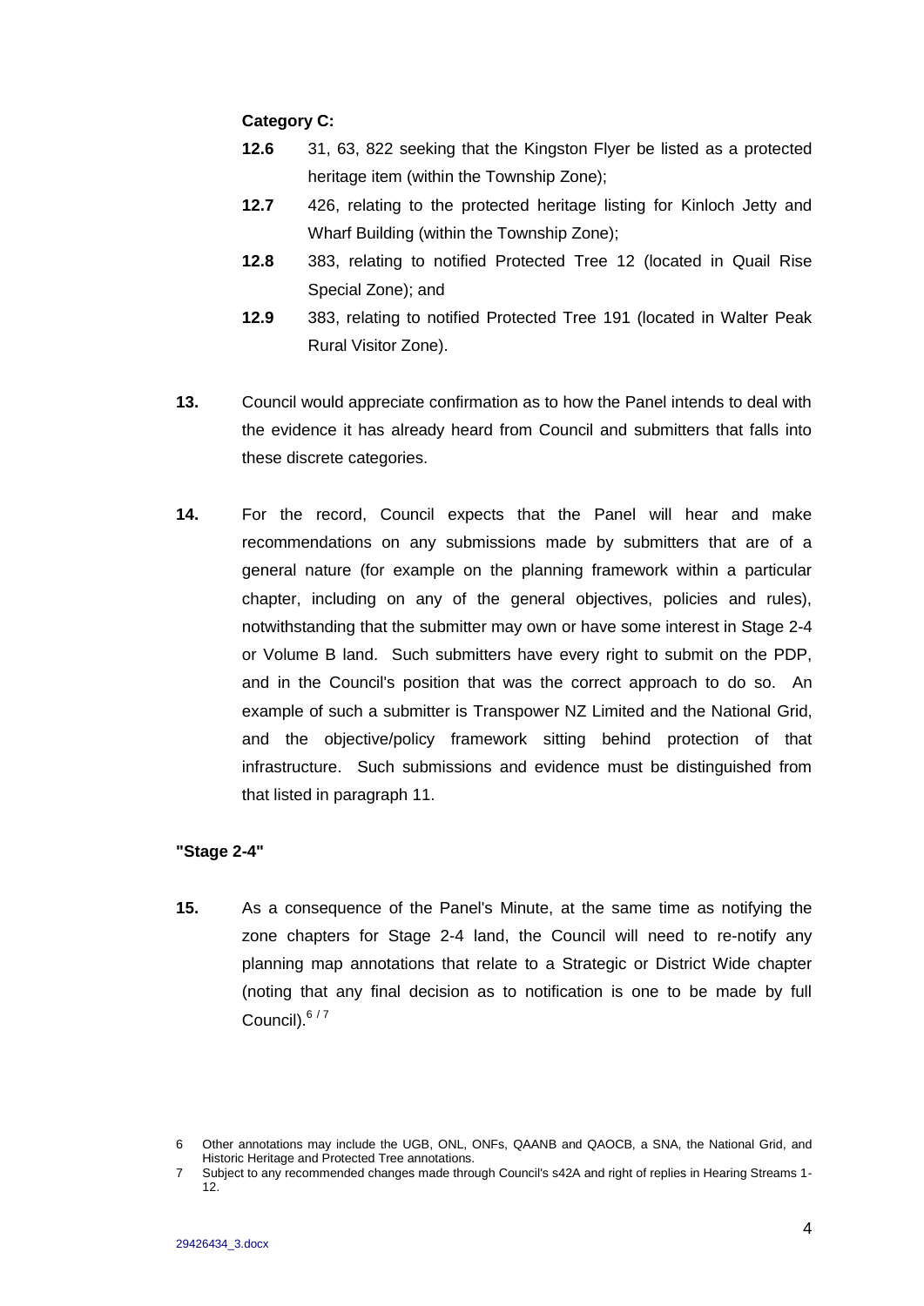**Category C:**

**12.6** 31, 63, 822 seeking that the Kingston Flyer be listed as a protected heritage item (within the Township Zone);

**12.7** 426, relating to the protected heritage listing for Kinloch Jetty and Wharf Building (within the Township Zone);

**12.8** 383, relating to notified Protected Tree 12 (located in Quail Rise Special Zone); and

**12.9** 383, relating to notified Protected Tree 191 (located in Walter Peak Rural Visitor Zone).

**13.** Council would appreciate confirmation as to how the Panel intends to deal with the evidence it has already heard from Council and submitters that falls into these discrete categories.

**14.** For the record, Council expects that the Panel will hear and make recommendations on any submissions made by submitters that are of a general nature (for example on the planning framework within a particular chapter, including on any of the general objectives, policies and rules), notwithstanding that the submitter may own or have some interest in Stage 2-4 or Volume B land. Such submitters have every right to submit on the PDP, and in the Council's position that was the correct approach to do so. An example of such a submitter is Transpower NZ Limited and the National Grid, and the objective/policy framework sitting behind protection of that infrastructure. Such submissions and evidence must be distinguished from that listed in paragraph 11.

**"Stage 2-4"**

**15.** As a consequence of the Panel's Minute, at the same time as notifying the zone chapters for Stage 2-4 land, the Council will need to re-notify any planning map annotations that relate to a Strategic or District Wide chapter (noting that any final decision as to notification is one to be made by full Council).[6 / 7]

---

6 Other annotations may include the UGB, ONL, ONFs, QAANB and QAOCB, a SNA, the National Grid, and Historic Heritage and Protected Tree annotations.

7 Subject to any recommended changes made through Council's s42A and right of replies in Hearing Streams 1-12.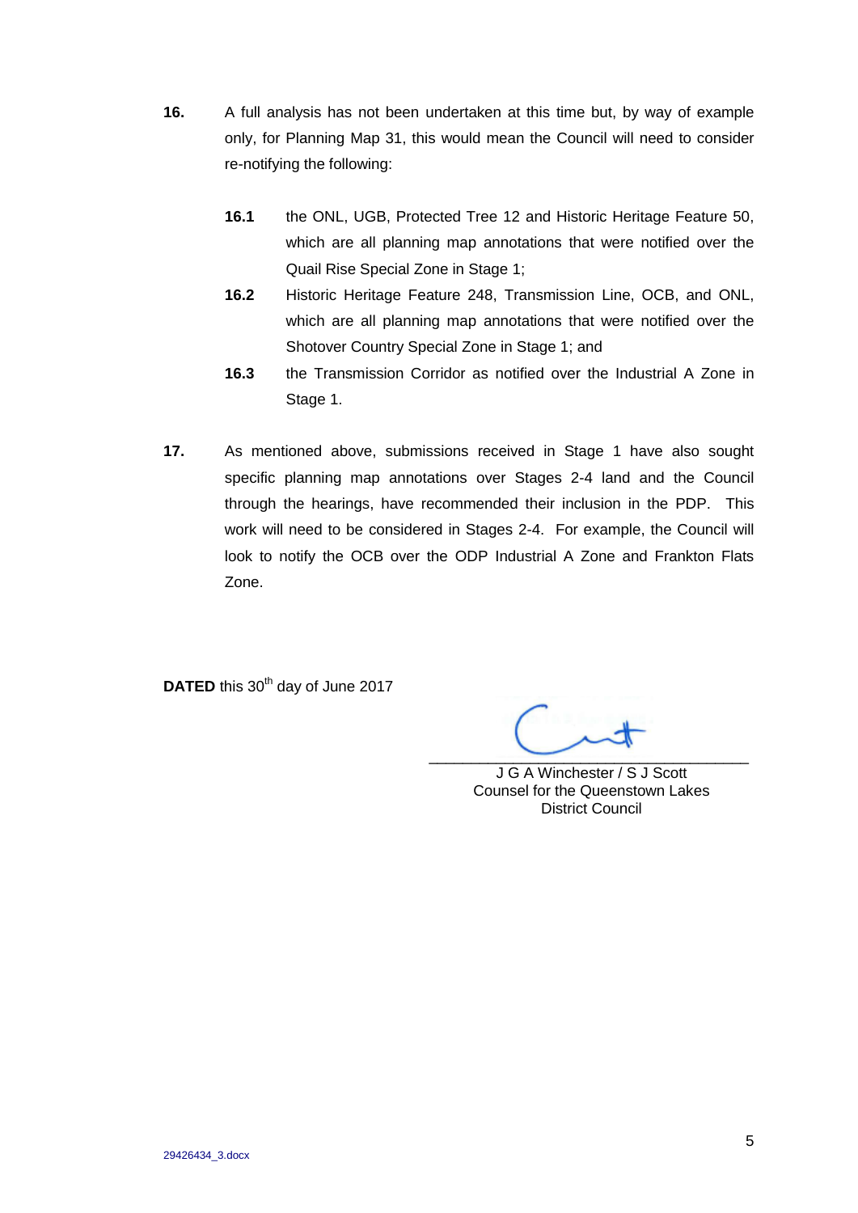**16.** A full analysis has not been undertaken at this time but, by way of example only, for Planning Map 31, this would mean the Council will need to consider re-notifying the following:

**16.1** the ONL, UGB, Protected Tree 12 and Historic Heritage Feature 50, which are all planning map annotations that were notified over the Quail Rise Special Zone in Stage 1;

**16.2** Historic Heritage Feature 248, Transmission Line, OCB, and ONL, which are all planning map annotations that were notified over the Shotover Country Special Zone in Stage 1; and

**16.3** the Transmission Corridor as notified over the Industrial A Zone in Stage 1.

**17.** As mentioned above, submissions received in Stage 1 have also sought specific planning map annotations over Stages 2-4 land and the Council through the hearings, have recommended their inclusion in the PDP. This work will need to be considered in Stages 2-4. For example, the Council will look to notify the OCB over the ODP Industrial A Zone and Frankton Flats Zone.

**DATED** this 30th day of June 2017

\_\_\_\_\_\_\_\_\_\_\_\_\_\_\_\_\_\_\_\_\_\_\_\_\_\_\_\_\_\_\_\_\_\_\_\_\_\_

J G A Winchester / S J Scott
Counsel for the Queenstown Lakes
District Council

29426434_3.docx